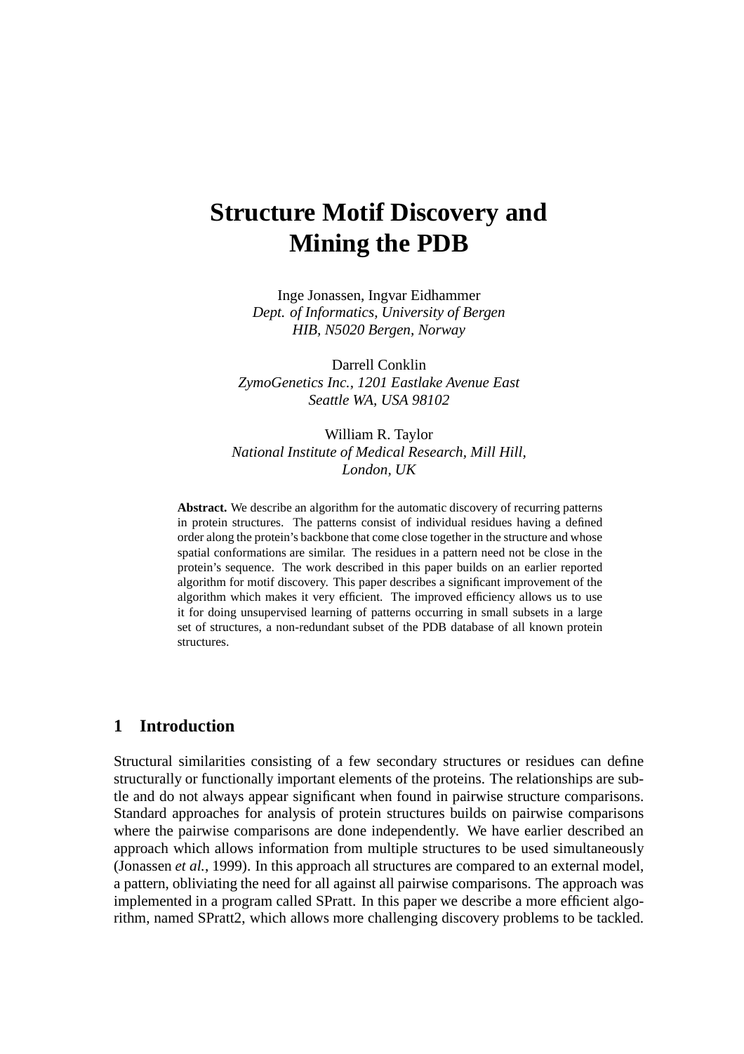# Structure Motif Discovery and Mining the PDB

Inge Jonassen, Ingvar Eidhammer
*Dept. of Informatics, University of Bergen*
*HIB, N5020 Bergen, Norway*

Darrell Conklin
*ZymoGenetics Inc., 1201 Eastlake Avenue East*
*Seattle WA, USA 98102*

William R. Taylor
*National Institute of Medical Research, Mill Hill,*
*London, UK*

**Abstract.** We describe an algorithm for the automatic discovery of recurring patterns in protein structures. The patterns consist of individual residues having a defined order along the protein's backbone that come close together in the structure and whose spatial conformations are similar. The residues in a pattern need not be close in the protein's sequence. The work described in this paper builds on an earlier reported algorithm for motif discovery. This paper describes a significant improvement of the algorithm which makes it very efficient. The improved efficiency allows us to use it for doing unsupervised learning of patterns occurring in small subsets in a large set of structures, a non-redundant subset of the PDB database of all known protein structures.

## 1 Introduction

Structural similarities consisting of a few secondary structures or residues can define structurally or functionally important elements of the proteins. The relationships are subtle and do not always appear significant when found in pairwise structure comparisons. Standard approaches for analysis of protein structures builds on pairwise comparisons where the pairwise comparisons are done independently. We have earlier described an approach which allows information from multiple structures to be used simultaneously (Jonassen *et al.*, 1999). In this approach all structures are compared to an external model, a pattern, obliviating the need for all against all pairwise comparisons. The approach was implemented in a program called SPratt. In this paper we describe a more efficient algorithm, named SPratt2, which allows more challenging discovery problems to be tackled.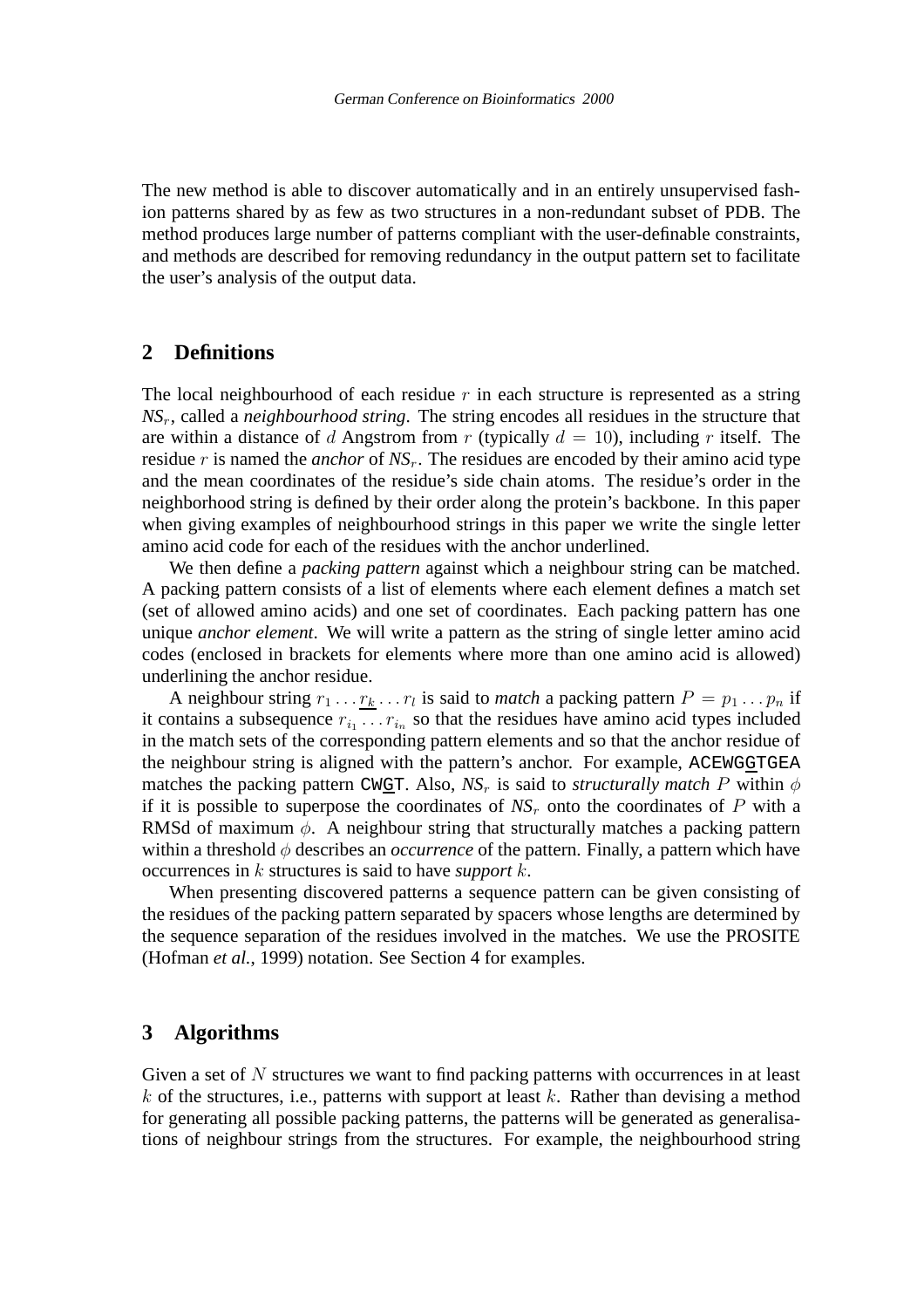The new method is able to discover automatically and in an entirely unsupervised fashion patterns shared by as few as two structures in a non-redundant subset of PDB. The method produces large number of patterns compliant with the user-definable constraints, and methods are described for removing redundancy in the output pattern set to facilitate the user's analysis of the output data.

## 2 Definitions

The local neighbourhood of each residue $r$ in each structure is represented as a string $NS_r$, called a *neighbourhood string*. The string encodes all residues in the structure that are within a distance of $d$ Angstrom from $r$ (typically $d = 10$), including $r$ itself. The residue $r$ is named the *anchor* of $NS_r$. The residues are encoded by their amino acid type and the mean coordinates of the residue's side chain atoms. The residue's order in the neighborhood string is defined by their order along the protein's backbone. In this paper when giving examples of neighbourhood strings in this paper we write the single letter amino acid code for each of the residues with the anchor underlined.

We then define a *packing pattern* against which a neighbour string can be matched. A packing pattern consists of a list of elements where each element defines a match set (set of allowed amino acids) and one set of coordinates. Each packing pattern has one unique *anchor element*. We will write a pattern as the string of single letter amino acid codes (enclosed in brackets for elements where more than one amino acid is allowed) underlining the anchor residue.

A neighbour string $r_1 \dots \underline{r_k} \dots r_l$ is said to *match* a packing pattern $P = p_1 \dots p_n$ if it contains a subsequence $r_{i_1} \dots r_{i_n}$ so that the residues have amino acid types included in the match sets of the corresponding pattern elements and so that the anchor residue of the neighbour string is aligned with the pattern's anchor. For example, ACEWG<u>G</u>TGEA matches the packing pattern CW<u>G</u>T. Also, $NS_r$ is said to *structurally match* $P$ within $\phi$ if it is possible to superpose the coordinates of $NS_r$ onto the coordinates of $P$ with a RMSd of maximum $\phi$. A neighbour string that structurally matches a packing pattern within a threshold $\phi$ describes an *occurrence* of the pattern. Finally, a pattern which have occurrences in $k$ structures is said to have *support* $k$.

When presenting discovered patterns a sequence pattern can be given consisting of the residues of the packing pattern separated by spacers whose lengths are determined by the sequence separation of the residues involved in the matches. We use the PROSITE (Hofman *et al.*, 1999) notation. See Section 4 for examples.

## 3 Algorithms

Given a set of $N$ structures we want to find packing patterns with occurrences in at least $k$ of the structures, i.e., patterns with support at least $k$. Rather than devising a method for generating all possible packing patterns, the patterns will be generated as generalisations of neighbour strings from the structures. For example, the neighbourhood string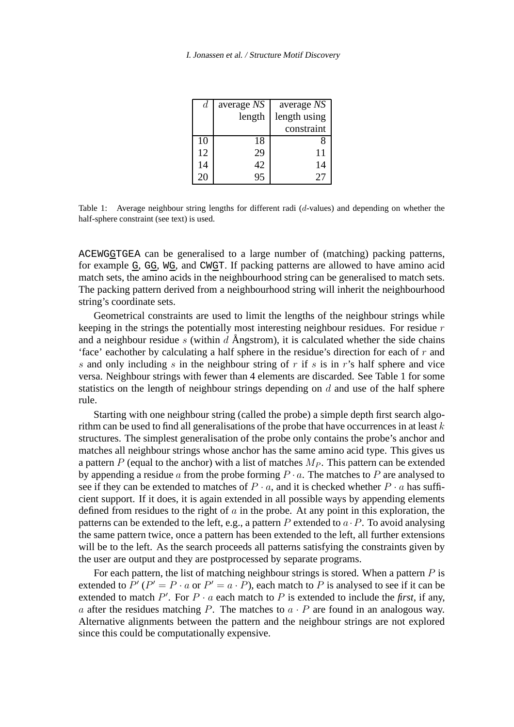| $d$ | average *NS* length | average *NS* length using constraint |
|---|---|---|
| 10 | 18 | 8 |
| 12 | 29 | 11 |
| 14 | 42 | 14 |
| 20 | 95 | 27 |

Table 1: Average neighbour string lengths for different radi ($d$-values) and depending on whether the half-sphere constraint (see text) is used.

ACEWGGTGEA can be generalised to a large number of (matching) packing patterns, for example G, GG, WG, and CWGT. If packing patterns are allowed to have amino acid match sets, the amino acids in the neighbourhood string can be generalised to match sets. The packing pattern derived from a neighbourhood string will inherit the neighbourhood string's coordinate sets.

Geometrical constraints are used to limit the lengths of the neighbour strings while keeping in the strings the potentially most interesting neighbour residues. For residue $r$ and a neighbour residue $s$ (within $d$ Ångstrom), it is calculated whether the side chains 'face' eachother by calculating a half sphere in the residue's direction for each of $r$ and $s$ and only including $s$ in the neighbour string of $r$ if $s$ is in $r$'s half sphere and vice versa. Neighbour strings with fewer than 4 elements are discarded. See Table 1 for some statistics on the length of neighbour strings depending on $d$ and use of the half sphere rule.

Starting with one neighbour string (called the probe) a simple depth first search algorithm can be used to find all generalisations of the probe that have occurrences in at least $k$ structures. The simplest generalisation of the probe only contains the probe's anchor and matches all neighbour strings whose anchor has the same amino acid type. This gives us a pattern $P$ (equal to the anchor) with a list of matches $M_P$. This pattern can be extended by appending a residue $a$ from the probe forming $P \cdot a$. The matches to $P$ are analysed to see if they can be extended to matches of $P \cdot a$, and it is checked whether $P \cdot a$ has sufficient support. If it does, it is again extended in all possible ways by appending elements defined from residues to the right of $a$ in the probe. At any point in this exploration, the patterns can be extended to the left, e.g., a pattern $P$ extended to $a \cdot P$. To avoid analysing the same pattern twice, once a pattern has been extended to the left, all further extensions will be to the left. As the search proceeds all patterns satisfying the constraints given by the user are output and they are postprocessed by separate programs.

For each pattern, the list of matching neighbour strings is stored. When a pattern $P$ is extended to $P'$ ($P' = P \cdot a$ or $P' = a \cdot P$), each match to $P$ is analysed to see if it can be extended to match $P'$. For $P \cdot a$ each match to $P$ is extended to include the *first*, if any, $a$ after the residues matching $P$. The matches to $a \cdot P$ are found in an analogous way. Alternative alignments between the pattern and the neighbour strings are not explored since this could be computationally expensive.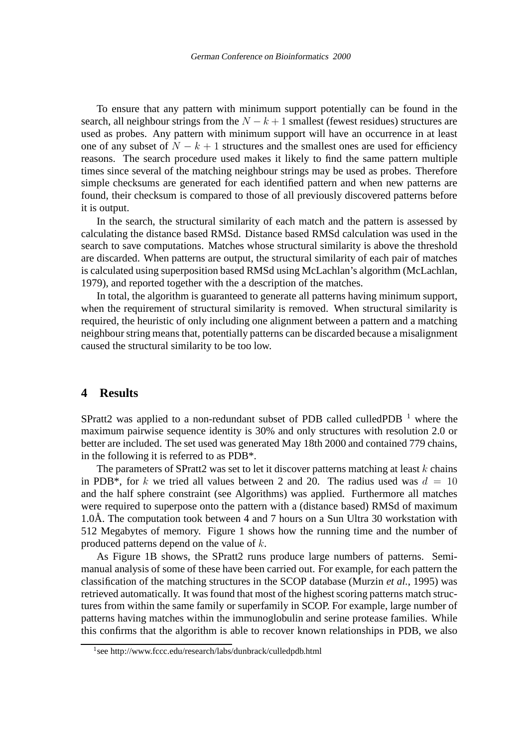To ensure that any pattern with minimum support potentially can be found in the search, all neighbour strings from the $N-k+1$ smallest (fewest residues) structures are used as probes. Any pattern with minimum support will have an occurrence in at least one of any subset of $N-k+1$ structures and the smallest ones are used for efficiency reasons. The search procedure used makes it likely to find the same pattern multiple times since several of the matching neighbour strings may be used as probes. Therefore simple checksums are generated for each identified pattern and when new patterns are found, their checksum is compared to those of all previously discovered patterns before it is output.

In the search, the structural similarity of each match and the pattern is assessed by calculating the distance based RMSd. Distance based RMSd calculation was used in the search to save computations. Matches whose structural similarity is above the threshold are discarded. When patterns are output, the structural similarity of each pair of matches is calculated using superposition based RMSd using McLachlan's algorithm (McLachlan, 1979), and reported together with the a description of the matches.

In total, the algorithm is guaranteed to generate all patterns having minimum support, when the requirement of structural similarity is removed. When structural similarity is required, the heuristic of only including one alignment between a pattern and a matching neighbour string means that, potentially patterns can be discarded because a misalignment caused the structural similarity to be too low.

## 4 Results

SPratt2 was applied to a non-redundant subset of PDB called culledPDB [1] where the maximum pairwise sequence identity is 30% and only structures with resolution 2.0 or better are included. The set used was generated May 18th 2000 and contained 779 chains, in the following it is referred to as PDB*.

The parameters of SPratt2 was set to let it discover patterns matching at least $k$ chains in PDB*, for $k$ we tried all values between 2 and 20. The radius used was $d = 10$ and the half sphere constraint (see Algorithms) was applied. Furthermore all matches were required to superpose onto the pattern with a (distance based) RMSd of maximum 1.0Å. The computation took between 4 and 7 hours on a Sun Ultra 30 workstation with 512 Megabytes of memory. Figure 1 shows how the running time and the number of produced patterns depend on the value of $k$.

As Figure 1B shows, the SPratt2 runs produce large numbers of patterns. Semi-manual analysis of some of these have been carried out. For example, for each pattern the classification of the matching structures in the SCOP database (Murzin *et al.*, 1995) was retrieved automatically. It was found that most of the highest scoring patterns match structures from within the same family or superfamily in SCOP. For example, large number of patterns having matches within the immunoglobulin and serine protease families. While this confirms that the algorithm is able to recover known relationships in PDB, we also

[1] see http://www.fccc.edu/research/labs/dunbrack/culledpdb.html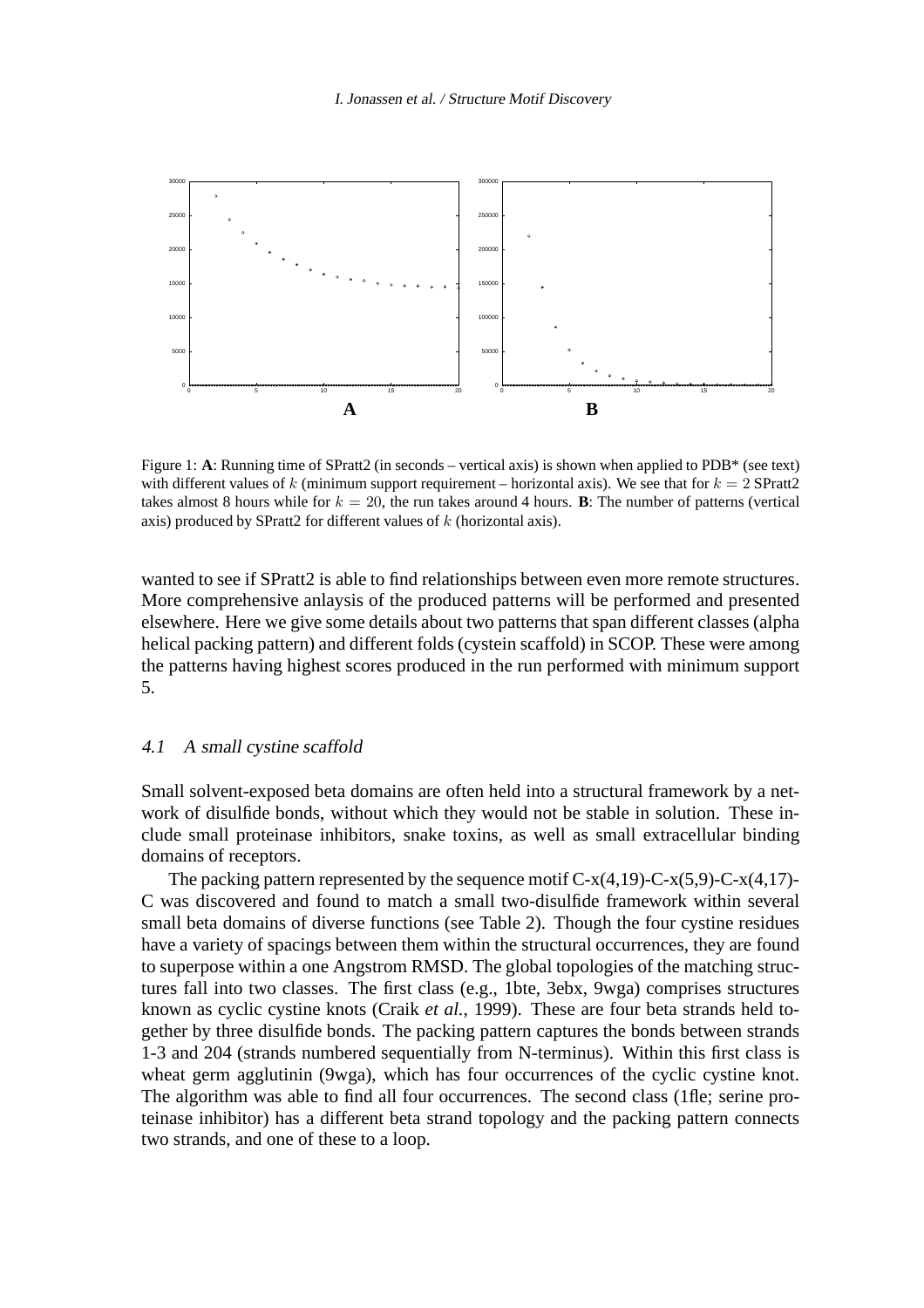Figure 1: **A**: Running time of SPratt2 (in seconds – vertical axis) is shown when applied to PDB* (see text) with different values of $k$ (minimum support requirement – horizontal axis). We see that for $k = 2$ SPratt2 takes almost 8 hours while for $k = 20$, the run takes around 4 hours. **B**: The number of patterns (vertical axis) produced by SPratt2 for different values of $k$ (horizontal axis).

wanted to see if SPratt2 is able to find relationships between even more remote structures. More comprehensive anlaysis of the produced patterns will be performed and presented elsewhere. Here we give some details about two patterns that span different classes (alpha helical packing pattern) and different folds (cystein scaffold) in SCOP. These were among the patterns having highest scores produced in the run performed with minimum support 5.

### 4.1 A small cystine scaffold

Small solvent-exposed beta domains are often held into a structural framework by a network of disulfide bonds, without which they would not be stable in solution. These include small proteinase inhibitors, snake toxins, as well as small extracellular binding domains of receptors.

The packing pattern represented by the sequence motif C-x(4,19)-C-x(5,9)-C-x(4,17)-C was discovered and found to match a small two-disulfide framework within several small beta domains of diverse functions (see Table 2). Though the four cystine residues have a variety of spacings between them within the structural occurrences, they are found to superpose within a one Angstrom RMSD. The global topologies of the matching structures fall into two classes. The first class (e.g., 1bte, 3ebx, 9wga) comprises structures known as cyclic cystine knots (Craik *et al.*, 1999). These are four beta strands held together by three disulfide bonds. The packing pattern captures the bonds between strands 1-3 and 204 (strands numbered sequentially from N-terminus). Within this first class is wheat germ agglutinin (9wga), which has four occurrences of the cyclic cystine knot. The algorithm was able to find all four occurrences. The second class (1fle; serine proteinase inhibitor) has a different beta strand topology and the packing pattern connects two strands, and one of these to a loop.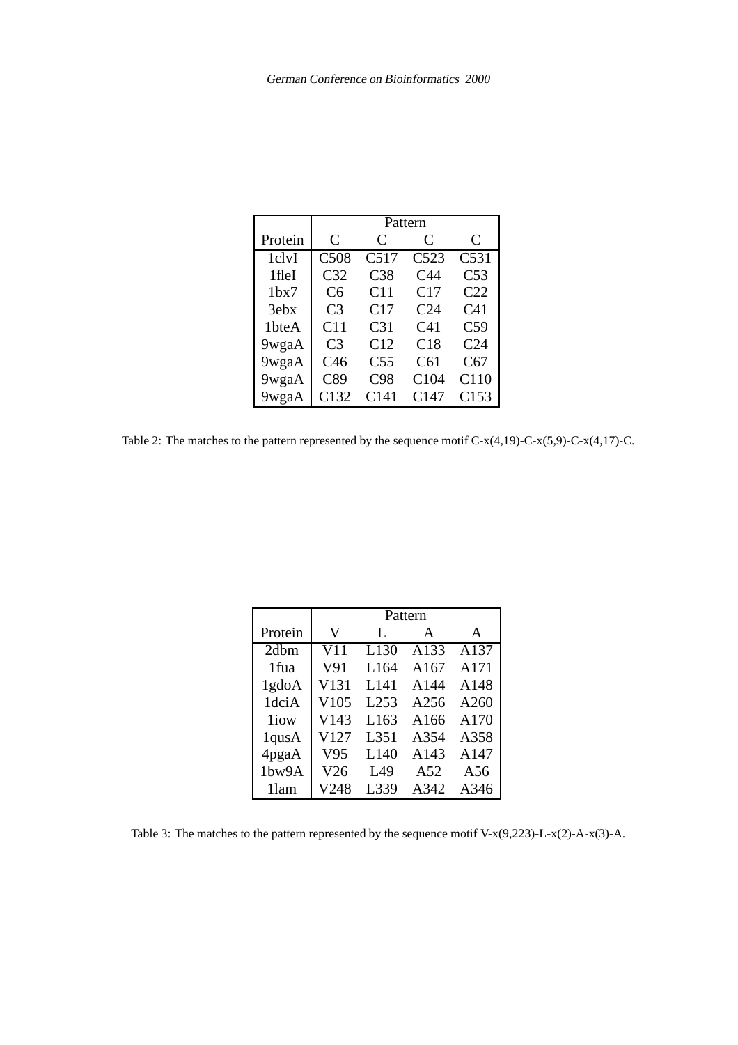| Protein | Pattern | | | |
|---|---|---|---|---|
| | C | C | C | C |
| 1clvI | C508 | C517 | C523 | C531 |
| 1fleI | C32 | C38 | C44 | C53 |
| 1bx7 | C6 | C11 | C17 | C22 |
| 3ebx | C3 | C17 | C24 | C41 |
| 1bteA | C11 | C31 | C41 | C59 |
| 9wgaA | C3 | C12 | C18 | C24 |
| 9wgaA | C46 | C55 | C61 | C67 |
| 9wgaA | C89 | C98 | C104 | C110 |
| 9wgaA | C132 | C141 | C147 | C153 |

Table 2: The matches to the pattern represented by the sequence motif C-x(4,19)-C-x(5,9)-C-x(4,17)-C.

| Protein | Pattern | | | |
|---|---|---|---|---|
| | V | L | A | A |
| 2dbm | V11 | L130 | A133 | A137 |
| 1fua | V91 | L164 | A167 | A171 |
| 1gdoA | V131 | L141 | A144 | A148 |
| 1dciA | V105 | L253 | A256 | A260 |
| 1iow | V143 | L163 | A166 | A170 |
| 1qusA | V127 | L351 | A354 | A358 |
| 4pgaA | V95 | L140 | A143 | A147 |
| 1bw9A | V26 | L49 | A52 | A56 |
| 1lam | V248 | L339 | A342 | A346 |

Table 3: The matches to the pattern represented by the sequence motif V-x(9,223)-L-x(2)-A-x(3)-A.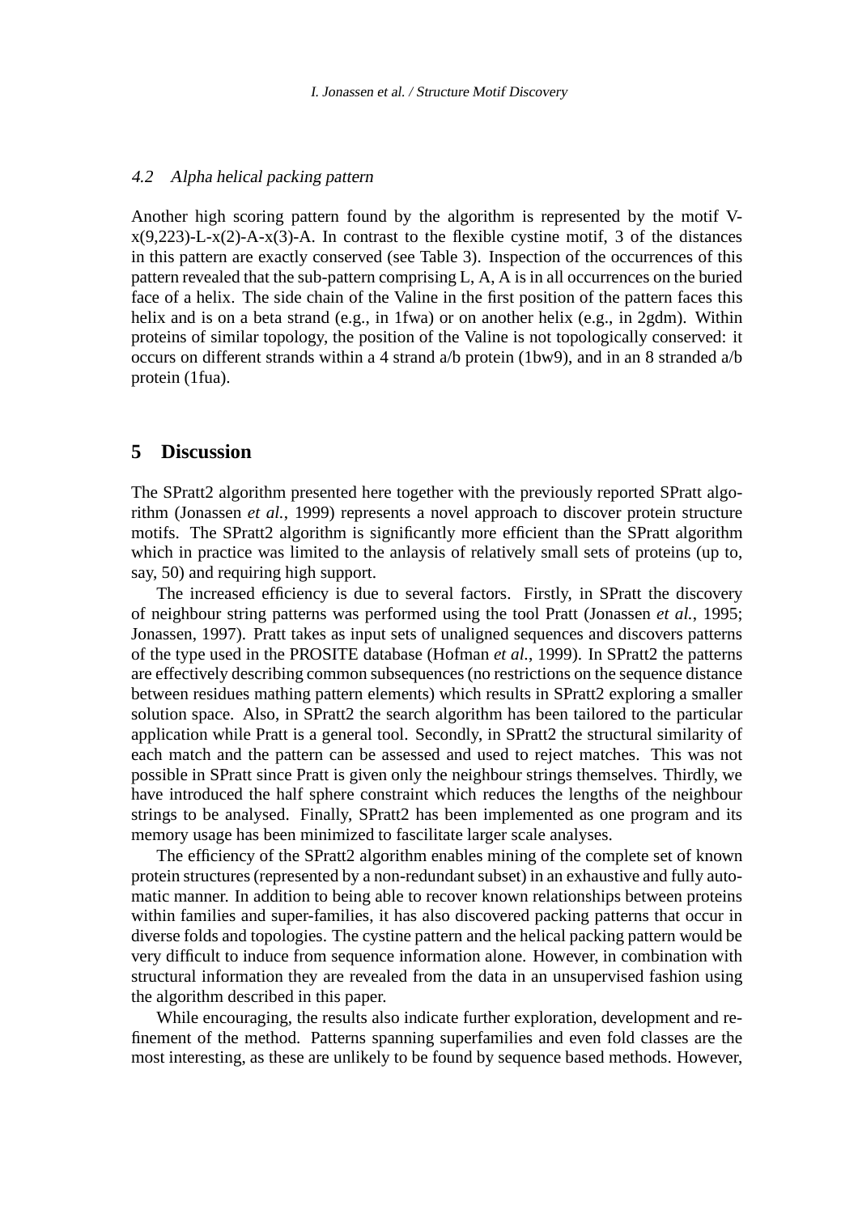### 4.2 Alpha helical packing pattern

Another high scoring pattern found by the algorithm is represented by the motif V-x(9,223)-L-x(2)-A-x(3)-A. In contrast to the flexible cystine motif, 3 of the distances in this pattern are exactly conserved (see Table 3). Inspection of the occurrences of this pattern revealed that the sub-pattern comprising L, A, A is in all occurrences on the buried face of a helix. The side chain of the Valine in the first position of the pattern faces this helix and is on a beta strand (e.g., in 1fwa) or on another helix (e.g., in 2gdm). Within proteins of similar topology, the position of the Valine is not topologically conserved: it occurs on different strands within a 4 strand a/b protein (1bw9), and in an 8 stranded a/b protein (1fua).

## 5 Discussion

The SPratt2 algorithm presented here together with the previously reported SPratt algorithm (Jonassen *et al.*, 1999) represents a novel approach to discover protein structure motifs. The SPratt2 algorithm is significantly more efficient than the SPratt algorithm which in practice was limited to the anlaysis of relatively small sets of proteins (up to, say, 50) and requiring high support.

The increased efficiency is due to several factors. Firstly, in SPratt the discovery of neighbour string patterns was performed using the tool Pratt (Jonassen *et al.*, 1995; Jonassen, 1997). Pratt takes as input sets of unaligned sequences and discovers patterns of the type used in the PROSITE database (Hofman *et al.*, 1999). In SPratt2 the patterns are effectively describing common subsequences (no restrictions on the sequence distance between residues mathing pattern elements) which results in SPratt2 exploring a smaller solution space. Also, in SPratt2 the search algorithm has been tailored to the particular application while Pratt is a general tool. Secondly, in SPratt2 the structural similarity of each match and the pattern can be assessed and used to reject matches. This was not possible in SPratt since Pratt is given only the neighbour strings themselves. Thirdly, we have introduced the half sphere constraint which reduces the lengths of the neighbour strings to be analysed. Finally, SPratt2 has been implemented as one program and its memory usage has been minimized to fascilitate larger scale analyses.

The efficiency of the SPratt2 algorithm enables mining of the complete set of known protein structures (represented by a non-redundant subset) in an exhaustive and fully automatic manner. In addition to being able to recover known relationships between proteins within families and super-families, it has also discovered packing patterns that occur in diverse folds and topologies. The cystine pattern and the helical packing pattern would be very difficult to induce from sequence information alone. However, in combination with structural information they are revealed from the data in an unsupervised fashion using the algorithm described in this paper.

While encouraging, the results also indicate further exploration, development and refinement of the method. Patterns spanning superfamilies and even fold classes are the most interesting, as these are unlikely to be found by sequence based methods. However,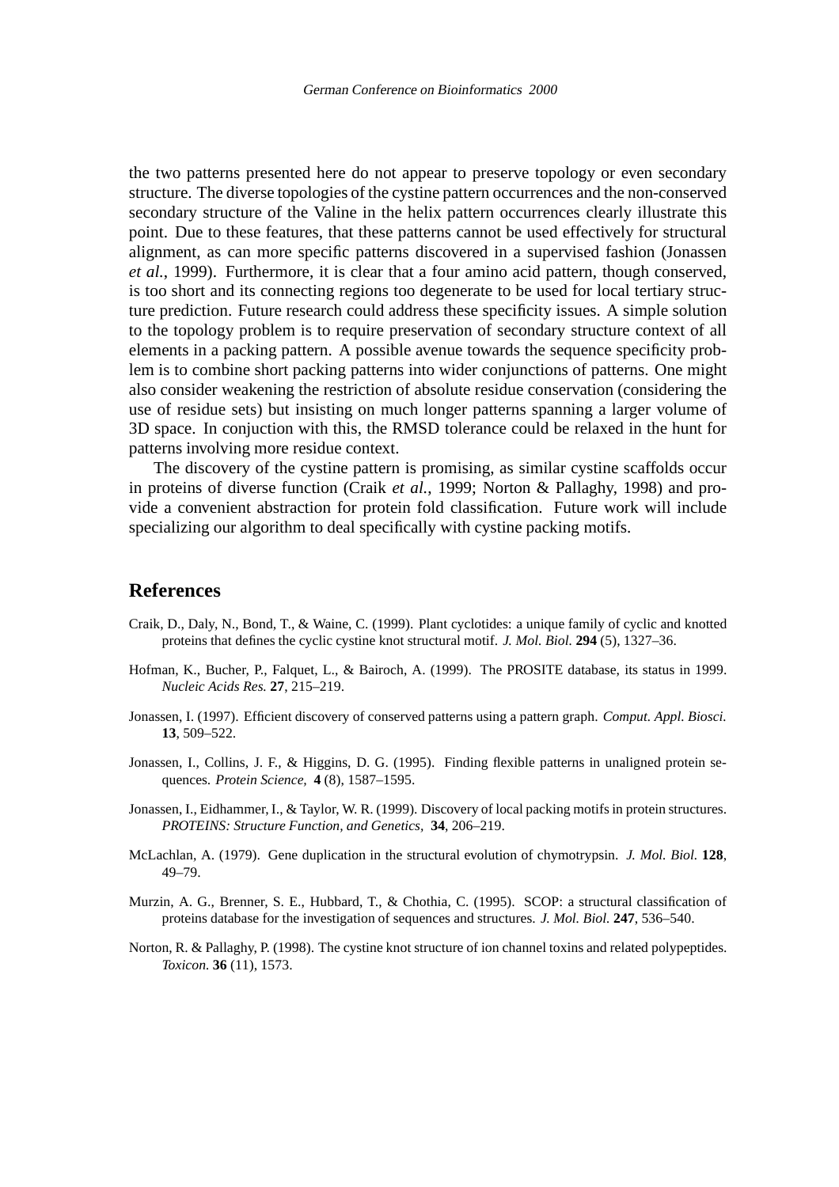the two patterns presented here do not appear to preserve topology or even secondary structure. The diverse topologies of the cystine pattern occurrences and the non-conserved secondary structure of the Valine in the helix pattern occurrences clearly illustrate this point. Due to these features, that these patterns cannot be used effectively for structural alignment, as can more specific patterns discovered in a supervised fashion (Jonassen *et al.*, 1999). Furthermore, it is clear that a four amino acid pattern, though conserved, is too short and its connecting regions too degenerate to be used for local tertiary structure prediction. Future research could address these specificity issues. A simple solution to the topology problem is to require preservation of secondary structure context of all elements in a packing pattern. A possible avenue towards the sequence specificity problem is to combine short packing patterns into wider conjunctions of patterns. One might also consider weakening the restriction of absolute residue conservation (considering the use of residue sets) but insisting on much longer patterns spanning a larger volume of 3D space. In conjuction with this, the RMSD tolerance could be relaxed in the hunt for patterns involving more residue context.

The discovery of the cystine pattern is promising, as similar cystine scaffolds occur in proteins of diverse function (Craik *et al.*, 1999; Norton & Pallaghy, 1998) and provide a convenient abstraction for protein fold classification. Future work will include specializing our algorithm to deal specifically with cystine packing motifs.

## References

Craik, D., Daly, N., Bond, T., & Waine, C. (1999). Plant cyclotides: a unique family of cyclic and knotted proteins that defines the cyclic cystine knot structural motif. *J. Mol. Biol.* **294** (5), 1327–36.

Hofman, K., Bucher, P., Falquet, L., & Bairoch, A. (1999). The PROSITE database, its status in 1999. *Nucleic Acids Res.* **27**, 215–219.

Jonassen, I. (1997). Efficient discovery of conserved patterns using a pattern graph. *Comput. Appl. Biosci.* **13**, 509–522.

Jonassen, I., Collins, J. F., & Higgins, D. G. (1995). Finding flexible patterns in unaligned protein sequences. *Protein Science,* **4** (8), 1587–1595.

Jonassen, I., Eidhammer, I., & Taylor, W. R. (1999). Discovery of local packing motifs in protein structures. *PROTEINS: Structure Function, and Genetics,* **34**, 206–219.

McLachlan, A. (1979). Gene duplication in the structural evolution of chymotrypsin. *J. Mol. Biol.* **128**, 49–79.

Murzin, A. G., Brenner, S. E., Hubbard, T., & Chothia, C. (1995). SCOP: a structural classification of proteins database for the investigation of sequences and structures. *J. Mol. Biol.* **247**, 536–540.

Norton, R. & Pallaghy, P. (1998). The cystine knot structure of ion channel toxins and related polypeptides. *Toxicon.* **36** (11), 1573.